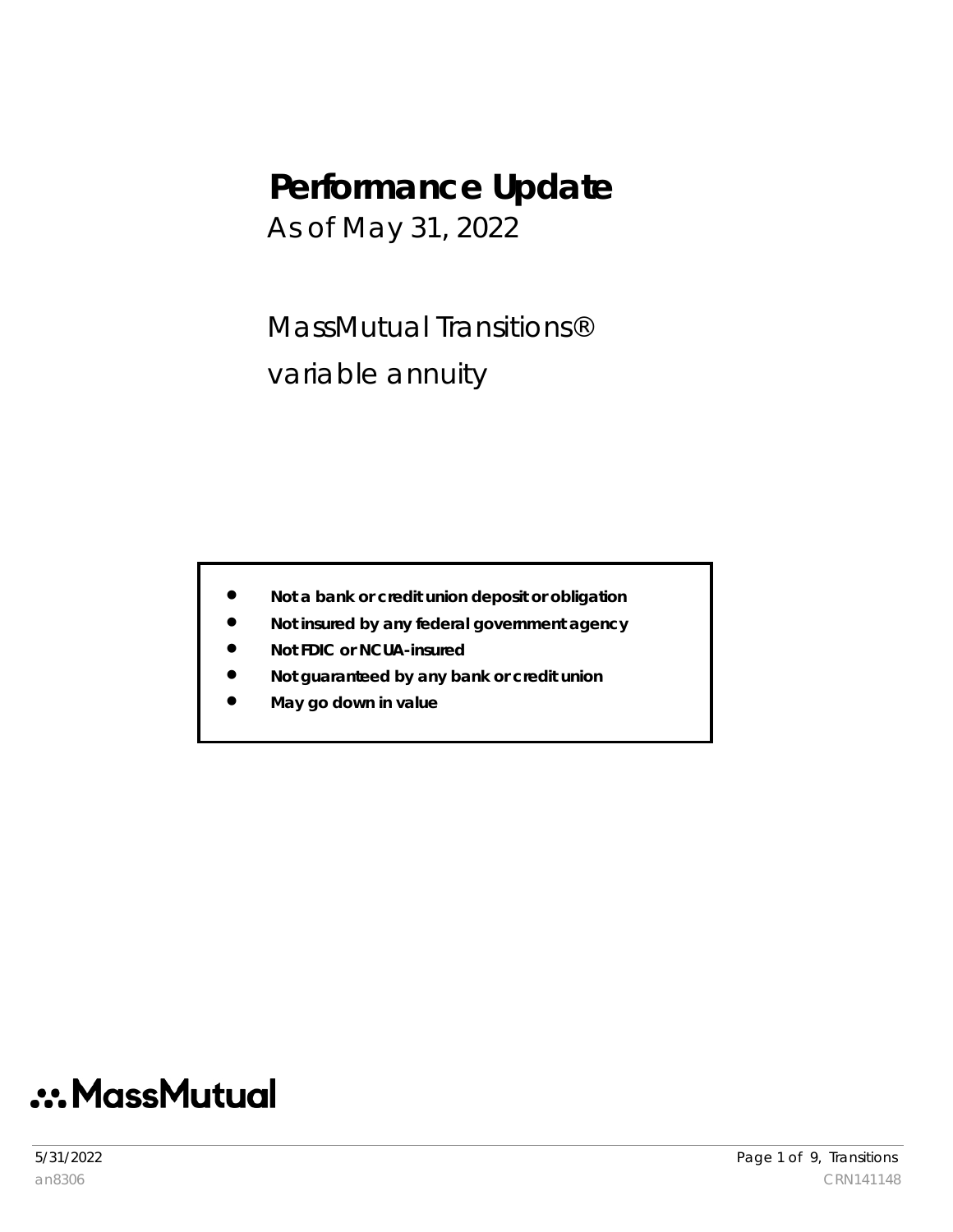# Performance Update

As of May 31, 2022

MassMutual Transitions®

variable annuity

- **Not a bank or credit union deposit or obligation**
- **Not insured by any federal government agency**
- **Not FDIC or NCUA-insured**
- **Not guaranteed by any bank or credit union**
- **May go down in value**

MassMutual

an8306

CRN141148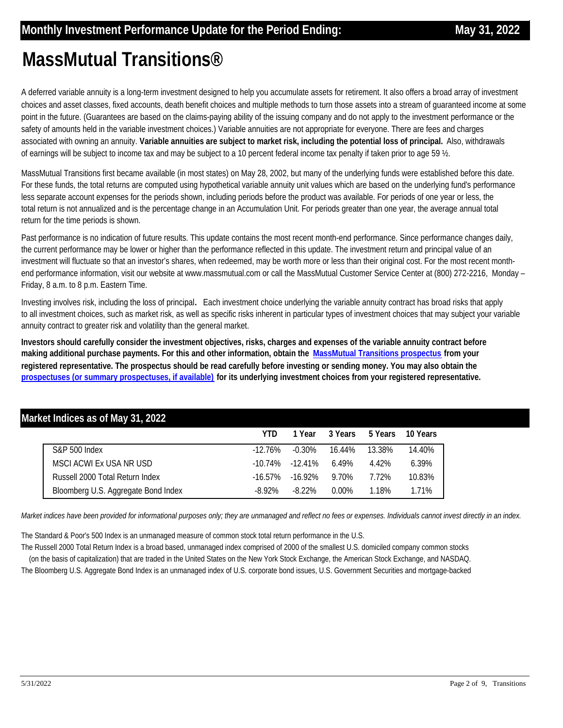## Monthly Investment Performance Update for the Period Ending: May 31, 2022

# MassMutual Transitions®

A deferred variable annuity is a long-term investment designed to help you accumulate assets for retirement. It also offers a broad array of investment choices and asset classes, fixed accounts, death benefit choices and multiple methods to turn those assets into a stream of guaranteed income at some point in the future. (Guarantees are based on the claims-paying ability of the issuing company and do not apply to the investment performance or the safety of amounts held in the variable investment choices.) Variable annuities are not appropriate for everyone. There are fees and charges associated with owning an annuity. **Variable annuities are subject to market risk, including the potential loss of principal.** Also, withdrawals of earnings will be subject to income tax and may be subject to a 10 percent federal income tax penalty if taken prior to age 59 ½.

MassMutual Transitions first became available (in most states) on May 28, 2002, but many of the underlying funds were established before this date. For these funds, the total returns are computed using hypothetical variable annuity unit values which are based on the underlying fund's performance less separate account expenses for the periods shown, including periods before the product was available. For periods of one year or less, the total return is not annualized and is the percentage change in an Accumulation Unit. For periods greater than one year, the average annual total return for the time periods is shown.

Past performance is no indication of future results. This update contains the most recent month-end performance. Since performance changes daily, the current performance may be lower or higher than the performance reflected in this update. The investment return and principal value of an investment will fluctuate so that an investor's shares, when redeemed, may be worth more or less than their original cost. For the most recent month-end performance information, visit our website at www.massmutual.com or call the MassMutual Customer Service Center at (800) 272-2216, Monday – Friday, 8 a.m. to 8 p.m. Eastern Time.

Investing involves risk, including the loss of principal**.** Each investment choice underlying the variable annuity contract has broad risks that apply to all investment choices, such as market risk, as well as specific risks inherent in particular types of investment choices that may subject your variable annuity contract to greater risk and volatility than the general market.

**Investors should carefully consider the investment objectives, risks, charges and expenses of the variable annuity contract before making additional purchase payments. For this and other information, obtain the MassMutual Transitions prospectus from your registered representative. The prospectus should be read carefully before investing or sending money. You may also obtain the prospectuses (or summary prospectuses, if available) for its underlying investment choices from your registered representative.**

## Market Indices as of May 31, 2022

| | YTD | 1 Year | 3 Years | 5 Years | 10 Years |
|---|---|---|---|---|---|
| S&P 500 Index | -12.76% | -0.30% | 16.44% | 13.38% | 14.40% |
| MSCI ACWI Ex USA NR USD | -10.74% | -12.41% | 6.49% | 4.42% | 6.39% |
| Russell 2000 Total Return Index | -16.57% | -16.92% | 9.70% | 7.72% | 10.83% |
| Bloomberg U.S. Aggregate Bond Index | -8.92% | -8.22% | 0.00% | 1.18% | 1.71% |

*Market indices have been provided for informational purposes only; they are unmanaged and reflect no fees or expenses. Individuals cannot invest directly in an index.*

The Standard & Poor's 500 Index is an unmanaged measure of common stock total return performance in the U.S.

The Russell 2000 Total Return Index is a broad based, unmanaged index comprised of 2000 of the smallest U.S. domiciled company common stocks (on the basis of capitalization) that are traded in the United States on the New York Stock Exchange, the American Stock Exchange, and NASDAQ.

The Bloomberg U.S. Aggregate Bond Index is an unmanaged index of U.S. corporate bond issues, U.S. Government Securities and mortgage-backed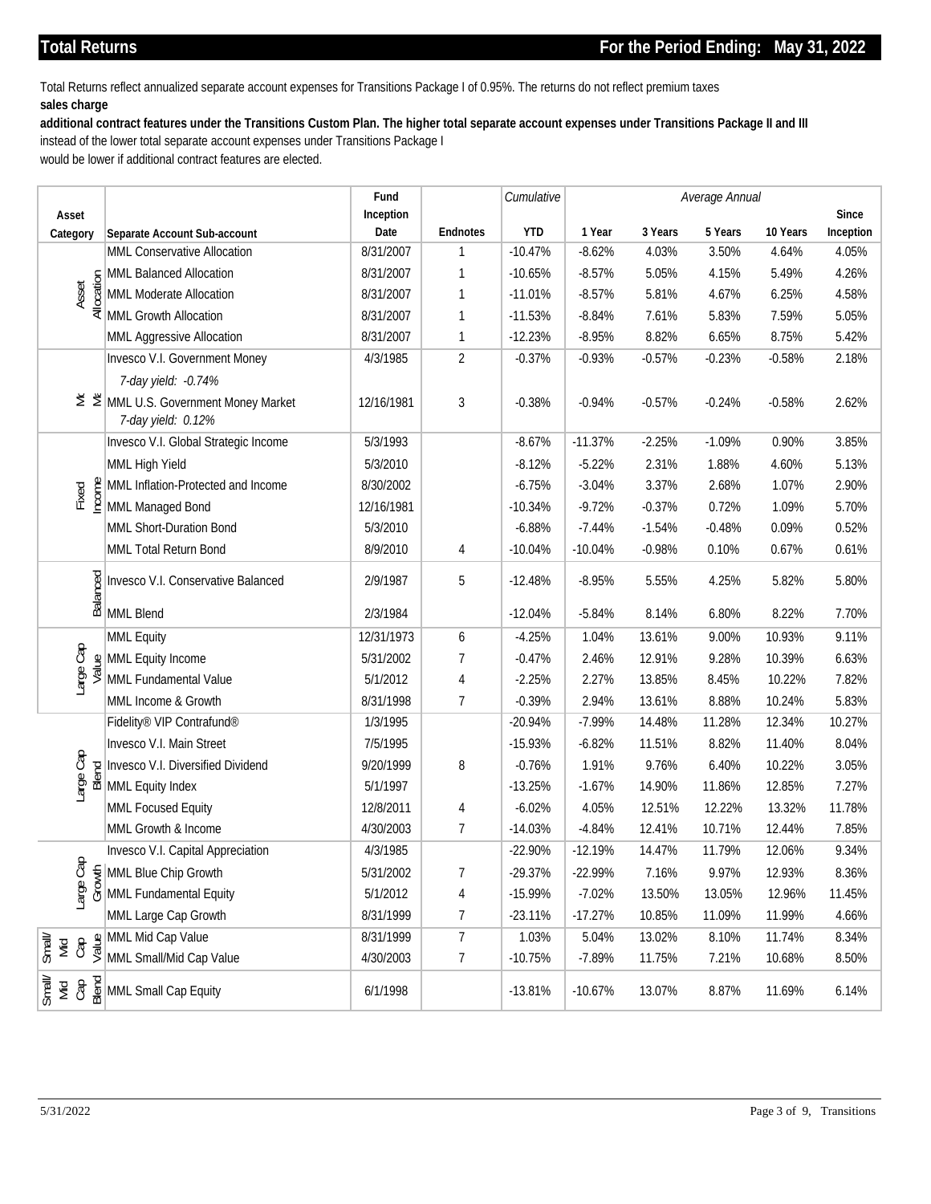## Total Returns

**For the Period Ending: May 31, 2022**

Total Returns reflect annualized separate account expenses for Transitions Package I of 0.95%. The returns do not reflect premium taxes
**sales charge**
**additional contract features under the Transitions Custom Plan. The higher total separate account expenses under Transitions Package II and III**
instead of the lower total separate account expenses under Transitions Package I
would be lower if additional contract features are elected.

| Asset Category | Separate Account Sub-account | Fund Inception Date | Endnotes | *Cumulative* YTD | *Average Annual* 1 Year | 3 Years | 5 Years | 10 Years | Since Inception |
|---|---|---|---|---|---|---|---|---|---|
| Asset Allocation | MML Conservative Allocation | 8/31/2007 | 1 | -10.47% | -8.62% | 4.03% | 3.50% | 4.64% | 4.05% |
| | MML Balanced Allocation | 8/31/2007 | 1 | -10.65% | -8.57% | 5.05% | 4.15% | 5.49% | 4.26% |
| | MML Moderate Allocation | 8/31/2007 | 1 | -11.01% | -8.57% | 5.81% | 4.67% | 6.25% | 4.58% |
| | MML Growth Allocation | 8/31/2007 | 1 | -11.53% | -8.84% | 7.61% | 5.83% | 7.59% | 5.05% |
| | MML Aggressive Allocation | 8/31/2007 | 1 | -12.23% | -8.95% | 8.82% | 6.65% | 8.75% | 5.42% |
| Mc Mk | Invesco V.I. Government Money<br>*7-day yield: -0.74%* | 4/3/1985 | 2 | -0.37% | -0.93% | -0.57% | -0.23% | -0.58% | 2.18% |
| | MML U.S. Government Money Market<br>*7-day yield: 0.12%* | 12/16/1981 | 3 | -0.38% | -0.94% | -0.57% | -0.24% | -0.58% | 2.62% |
| Fixed Income | Invesco V.I. Global Strategic Income | 5/3/1993 | | -8.67% | -11.37% | -2.25% | -1.09% | 0.90% | 3.85% |
| | MML High Yield | 5/3/2010 | | -8.12% | -5.22% | 2.31% | 1.88% | 4.60% | 5.13% |
| | MML Inflation-Protected and Income | 8/30/2002 | | -6.75% | -3.04% | 3.37% | 2.68% | 1.07% | 2.90% |
| | MML Managed Bond | 12/16/1981 | | -10.34% | -9.72% | -0.37% | 0.72% | 1.09% | 5.70% |
| | MML Short-Duration Bond | 5/3/2010 | | -6.88% | -7.44% | -1.54% | -0.48% | 0.09% | 0.52% |
| | MML Total Return Bond | 8/9/2010 | 4 | -10.04% | -10.04% | -0.98% | 0.10% | 0.67% | 0.61% |
| Balanced | Invesco V.I. Conservative Balanced | 2/9/1987 | 5 | -12.48% | -8.95% | 5.55% | 4.25% | 5.82% | 5.80% |
| | MML Blend | 2/3/1984 | | -12.04% | -5.84% | 8.14% | 6.80% | 8.22% | 7.70% |
| Large Cap Value | MML Equity | 12/31/1973 | 6 | -4.25% | 1.04% | 13.61% | 9.00% | 10.93% | 9.11% |
| | MML Equity Income | 5/31/2002 | 7 | -0.47% | 2.46% | 12.91% | 9.28% | 10.39% | 6.63% |
| | MML Fundamental Value | 5/1/2012 | 4 | -2.25% | 2.27% | 13.85% | 8.45% | 10.22% | 7.82% |
| | MML Income & Growth | 8/31/1998 | 7 | -0.39% | 2.94% | 13.61% | 8.88% | 10.24% | 5.83% |
| Large Cap Blend | Fidelity® VIP Contrafund® | 1/3/1995 | | -20.94% | -7.99% | 14.48% | 11.28% | 12.34% | 10.27% |
| | Invesco V.I. Main Street | 7/5/1995 | | -15.93% | -6.82% | 11.51% | 8.82% | 11.40% | 8.04% |
| | Invesco V.I. Diversified Dividend | 9/20/1999 | 8 | -0.76% | 1.91% | 9.76% | 6.40% | 10.22% | 3.05% |
| | MML Equity Index | 5/1/1997 | | -13.25% | -1.67% | 14.90% | 11.86% | 12.85% | 7.27% |
| | MML Focused Equity | 12/8/2011 | 4 | -6.02% | 4.05% | 12.51% | 12.22% | 13.32% | 11.78% |
| | MML Growth & Income | 4/30/2003 | 7 | -14.03% | -4.84% | 12.41% | 10.71% | 12.44% | 7.85% |
| Large Cap Growth | Invesco V.I. Capital Appreciation | 4/3/1985 | | -22.90% | -12.19% | 14.47% | 11.79% | 12.06% | 9.34% |
| | MML Blue Chip Growth | 5/31/2002 | 7 | -29.37% | -22.99% | 7.16% | 9.97% | 12.93% | 8.36% |
| | MML Fundamental Equity | 5/1/2012 | 4 | -15.99% | -7.02% | 13.50% | 13.05% | 12.96% | 11.45% |
| | MML Large Cap Growth | 8/31/1999 | 7 | -23.11% | -17.27% | 10.85% | 11.09% | 11.99% | 4.66% |
| Small/ Mid Cap Value | MML Mid Cap Value | 8/31/1999 | 7 | 1.03% | 5.04% | 13.02% | 8.10% | 11.74% | 8.34% |
| | MML Small/Mid Cap Value | 4/30/2003 | 7 | -10.75% | -7.89% | 11.75% | 7.21% | 10.68% | 8.50% |
| Small/ Mid Cap Blend | MML Small Cap Equity | 6/1/1998 | | -13.81% | -10.67% | 13.07% | 8.87% | 11.69% | 6.14% |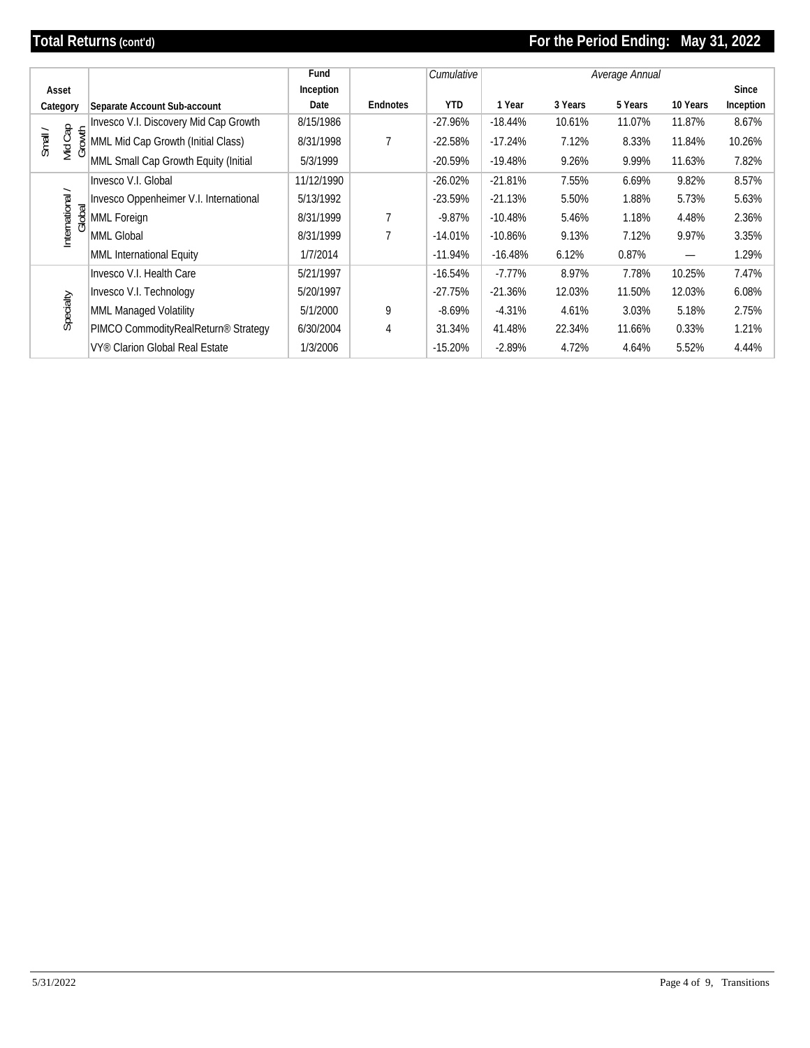## Total Returns (cont'd)

**For the Period Ending: May 31, 2022**

| Asset Category | Separate Account Sub-account | Fund Inception Date | Endnotes | *Cumulative* YTD | *Average Annual* 1 Year | 3 Years | 5 Years | 10 Years | Since Inception |
|---|---|---|---|---|---|---|---|---|---|
| Small / Mid Cap Growth | Invesco V.I. Discovery Mid Cap Growth | 8/15/1986 | | -27.96% | -18.44% | 10.61% | 11.07% | 11.87% | 8.67% |
| | MML Mid Cap Growth (Initial Class) | 8/31/1998 | 7 | -22.58% | -17.24% | 7.12% | 8.33% | 11.84% | 10.26% |
| | MML Small Cap Growth Equity (Initial | 5/3/1999 | | -20.59% | -19.48% | 9.26% | 9.99% | 11.63% | 7.82% |
| International / Global | Invesco V.I. Global | 11/12/1990 | | -26.02% | -21.81% | 7.55% | 6.69% | 9.82% | 8.57% |
| | Invesco Oppenheimer V.I. International | 5/13/1992 | | -23.59% | -21.13% | 5.50% | 1.88% | 5.73% | 5.63% |
| | MML Foreign | 8/31/1999 | 7 | -9.87% | -10.48% | 5.46% | 1.18% | 4.48% | 2.36% |
| | MML Global | 8/31/1999 | 7 | -14.01% | -10.86% | 9.13% | 7.12% | 9.97% | 3.35% |
| | MML International Equity | 1/7/2014 | | -11.94% | -16.48% | 6.12% | 0.87% | — | 1.29% |
| Specialty | Invesco V.I. Health Care | 5/21/1997 | | -16.54% | -7.77% | 8.97% | 7.78% | 10.25% | 7.47% |
| | Invesco V.I. Technology | 5/20/1997 | | -27.75% | -21.36% | 12.03% | 11.50% | 12.03% | 6.08% |
| | MML Managed Volatility | 5/1/2000 | 9 | -8.69% | -4.31% | 4.61% | 3.03% | 5.18% | 2.75% |
| | PIMCO CommodityRealReturn® Strategy | 6/30/2004 | 4 | 31.34% | 41.48% | 22.34% | 11.66% | 0.33% | 1.21% |
| | VY® Clarion Global Real Estate | 1/3/2006 | | -15.20% | -2.89% | 4.72% | 4.64% | 5.52% | 4.44% |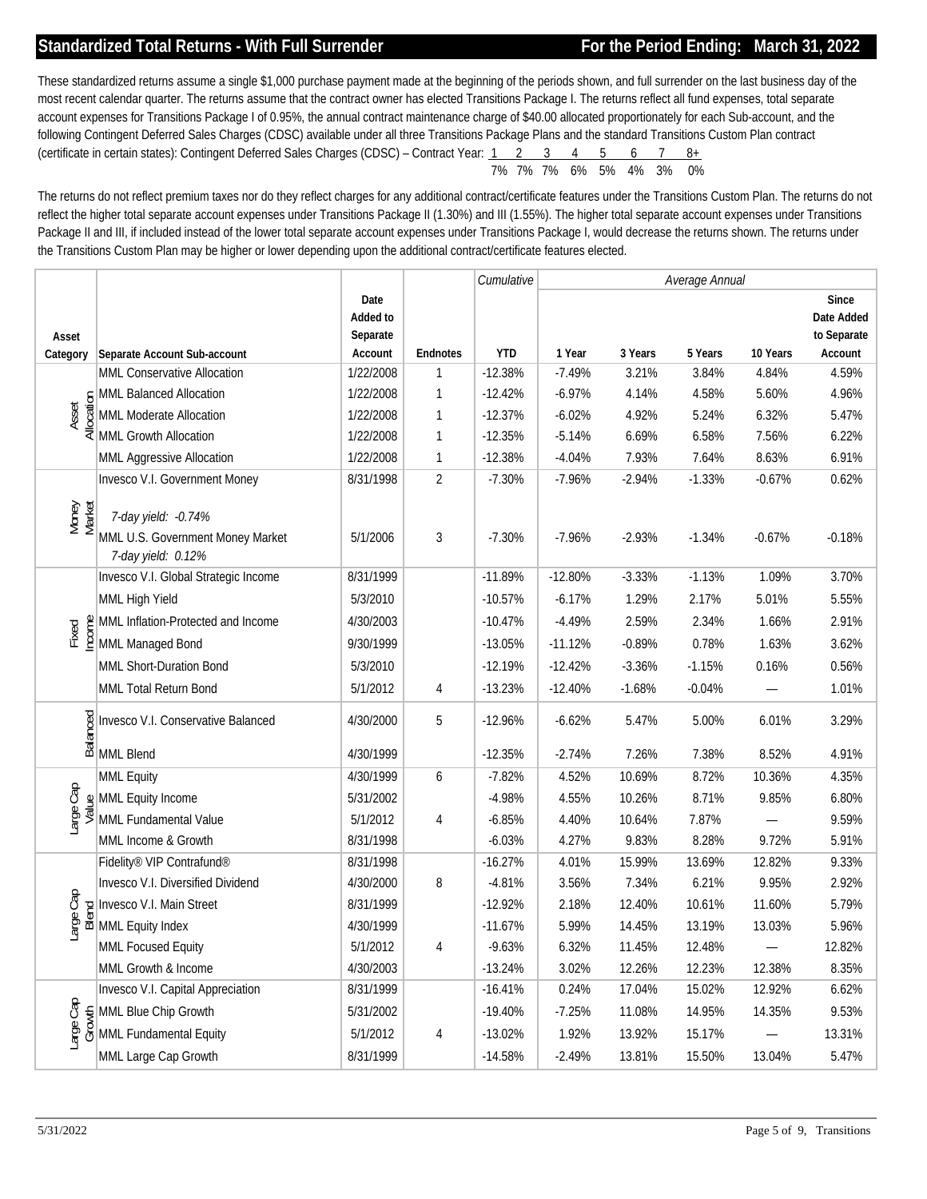## Standardized Total Returns - With Full Surrender

**For the Period Ending: March 31, 2022**

These standardized returns assume a single $1,000 purchase payment made at the beginning of the periods shown, and full surrender on the last business day of the most recent calendar quarter. The returns assume that the contract owner has elected Transitions Package I. The returns reflect all fund expenses, total separate account expenses for Transitions Package I of 0.95%, the annual contract maintenance charge of $40.00 allocated proportionately for each Sub-account, and the following Contingent Deferred Sales Charges (CDSC) available under all three Transitions Package Plans and the standard Transitions Custom Plan contract (certificate in certain states): Contingent Deferred Sales Charges (CDSC) – Contract Year:

| 1 | 2 | 3 | 4 | 5 | 6 | 7 | 8+ |
|---|---|---|---|---|---|---|---|
| 7% | 7% | 7% | 6% | 5% | 4% | 3% | 0% |

The returns do not reflect premium taxes nor do they reflect charges for any additional contract/certificate features under the Transitions Custom Plan. The returns do not reflect the higher total separate account expenses under Transitions Package II (1.30%) and III (1.55%). The higher total separate account expenses under Transitions Package II and III, if included instead of the lower total separate account expenses under Transitions Package I, would decrease the returns shown. The returns under the Transitions Custom Plan may be higher or lower depending upon the additional contract/certificate features elected.

| Asset Category | Separate Account Sub-account | Date Added to Separate Account | Endnotes | Cumulative YTD | Average Annual 1 Year | 3 Years | 5 Years | 10 Years | Since Date Added to Separate Account |
|---|---|---|---|---|---|---|---|---|---|
| Asset Allocation | MML Conservative Allocation | 1/22/2008 | 1 | -12.38% | -7.49% | 3.21% | 3.84% | 4.84% | 4.59% |
| | MML Balanced Allocation | 1/22/2008 | 1 | -12.42% | -6.97% | 4.14% | 4.58% | 5.60% | 4.96% |
| | MML Moderate Allocation | 1/22/2008 | 1 | -12.37% | -6.02% | 4.92% | 5.24% | 6.32% | 5.47% |
| | MML Growth Allocation | 1/22/2008 | 1 | -12.35% | -5.14% | 6.69% | 6.58% | 7.56% | 6.22% |
| | MML Aggressive Allocation | 1/22/2008 | 1 | -12.38% | -4.04% | 7.93% | 7.64% | 8.63% | 6.91% |
| Money Market | Invesco V.I. Government Money *7-day yield: -0.74%* | 8/31/1998 | 2 | -7.30% | -7.96% | -2.94% | -1.33% | -0.67% | 0.62% |
| | MML U.S. Government Money Market *7-day yield: 0.12%* | 5/1/2006 | 3 | -7.30% | -7.96% | -2.93% | -1.34% | -0.67% | -0.18% |
| Fixed Income | Invesco V.I. Global Strategic Income | 8/31/1999 | | -11.89% | -12.80% | -3.33% | -1.13% | 1.09% | 3.70% |
| | MML High Yield | 5/3/2010 | | -10.57% | -6.17% | 1.29% | 2.17% | 5.01% | 5.55% |
| | MML Inflation-Protected and Income | 4/30/2003 | | -10.47% | -4.49% | 2.59% | 2.34% | 1.66% | 2.91% |
| | MML Managed Bond | 9/30/1999 | | -13.05% | -11.12% | -0.89% | 0.78% | 1.63% | 3.62% |
| | MML Short-Duration Bond | 5/3/2010 | | -12.19% | -12.42% | -3.36% | -1.15% | 0.16% | 0.56% |
| | MML Total Return Bond | 5/1/2012 | 4 | -13.23% | -12.40% | -1.68% | -0.04% | — | 1.01% |
| Balanced | Invesco V.I. Conservative Balanced | 4/30/2000 | 5 | -12.96% | -6.62% | 5.47% | 5.00% | 6.01% | 3.29% |
| | MML Blend | 4/30/1999 | | -12.35% | -2.74% | 7.26% | 7.38% | 8.52% | 4.91% |
| Large Cap Value | MML Equity | 4/30/1999 | 6 | -7.82% | 4.52% | 10.69% | 8.72% | 10.36% | 4.35% |
| | MML Equity Income | 5/31/2002 | | -4.98% | 4.55% | 10.26% | 8.71% | 9.85% | 6.80% |
| | MML Fundamental Value | 5/1/2012 | 4 | -6.85% | 4.40% | 10.64% | 7.87% | — | 9.59% |
| | MML Income & Growth | 8/31/1998 | | -6.03% | 4.27% | 9.83% | 8.28% | 9.72% | 5.91% |
| Large Cap Blend | Fidelity® VIP Contrafund® | 8/31/1998 | | -16.27% | 4.01% | 15.99% | 13.69% | 12.82% | 9.33% |
| | Invesco V.I. Diversified Dividend | 4/30/2000 | 8 | -4.81% | 3.56% | 7.34% | 6.21% | 9.95% | 2.92% |
| | Invesco V.I. Main Street | 8/31/1999 | | -12.92% | 2.18% | 12.40% | 10.61% | 11.60% | 5.79% |
| | MML Equity Index | 4/30/1999 | | -11.67% | 5.99% | 14.45% | 13.19% | 13.03% | 5.96% |
| | MML Focused Equity | 5/1/2012 | 4 | -9.63% | 6.32% | 11.45% | 12.48% | — | 12.82% |
| | MML Growth & Income | 4/30/2003 | | -13.24% | 3.02% | 12.26% | 12.23% | 12.38% | 8.35% |
| Large Cap Growth | Invesco V.I. Capital Appreciation | 8/31/1999 | | -16.41% | 0.24% | 17.04% | 15.02% | 12.92% | 6.62% |
| | MML Blue Chip Growth | 5/31/2002 | | -19.40% | -7.25% | 11.08% | 14.95% | 14.35% | 9.53% |
| | MML Fundamental Equity | 5/1/2012 | 4 | -13.02% | 1.92% | 13.92% | 15.17% | — | 13.31% |
| | MML Large Cap Growth | 8/31/1999 | | -14.58% | -2.49% | 13.81% | 15.50% | 13.04% | 5.47% |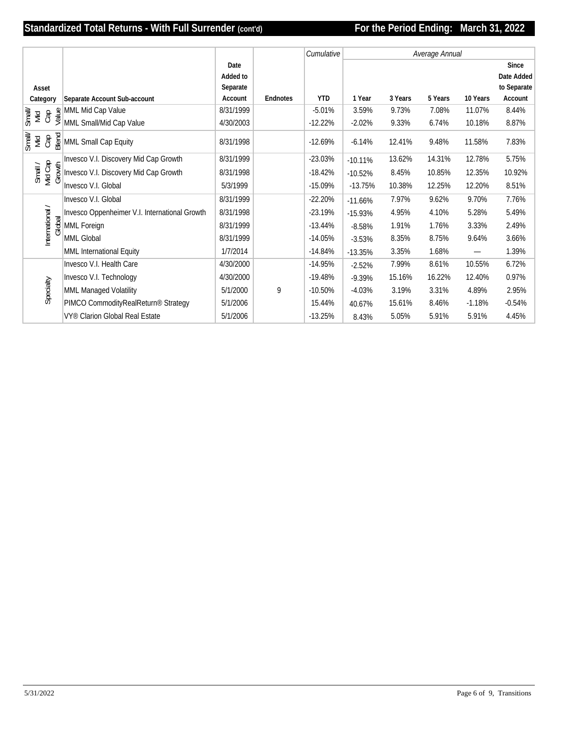## Standardized Total Returns - With Full Surrender (cont'd)

**For the Period Ending: March 31, 2022**

| Asset Category | Separate Account Sub-account | Date Added to Separate Account | Endnotes | *Cumulative* YTD | *Average Annual* 1 Year | 3 Years | 5 Years | 10 Years | Since Date Added to Separate Account |
|---|---|---|---|---|---|---|---|---|---|
| Small/ Mid Cap Value | MML Mid Cap Value | 8/31/1999 | | -5.01% | 3.59% | 9.73% | 7.08% | 11.07% | 8.44% |
| | MML Small/Mid Cap Value | 4/30/2003 | | -12.22% | -2.02% | 9.33% | 6.74% | 10.18% | 8.87% |
| Small/ Mid Cap Blend | MML Small Cap Equity | 8/31/1998 | | -12.69% | -6.14% | 12.41% | 9.48% | 11.58% | 7.83% |
| Small / Mid Cap Growth | Invesco V.I. Discovery Mid Cap Growth | 8/31/1999 | | -23.03% | -10.11% | 13.62% | 14.31% | 12.78% | 5.75% |
| | Invesco V.I. Discovery Mid Cap Growth | 8/31/1998 | | -18.42% | -10.52% | 8.45% | 10.85% | 12.35% | 10.92% |
| | Invesco V.I. Global | 5/3/1999 | | -15.09% | -13.75% | 10.38% | 12.25% | 12.20% | 8.51% |
| International / Global | Invesco V.I. Global | 8/31/1999 | | -22.20% | -11.66% | 7.97% | 9.62% | 9.70% | 7.76% |
| | Invesco Oppenheimer V.I. International Growth | 8/31/1998 | | -23.19% | -15.93% | 4.95% | 4.10% | 5.28% | 5.49% |
| | MML Foreign | 8/31/1999 | | -13.44% | -8.58% | 1.91% | 1.76% | 3.33% | 2.49% |
| | MML Global | 8/31/1999 | | -14.05% | -3.53% | 8.35% | 8.75% | 9.64% | 3.66% |
| | MML International Equity | 1/7/2014 | | -14.84% | -13.35% | 3.35% | 1.68% | — | 1.39% |
| Specialty | Invesco V.I. Health Care | 4/30/2000 | | -14.95% | -2.52% | 7.99% | 8.61% | 10.55% | 6.72% |
| | Invesco V.I. Technology | 4/30/2000 | | -19.48% | -9.39% | 15.16% | 16.22% | 12.40% | 0.97% |
| | MML Managed Volatility | 5/1/2000 | 9 | -10.50% | -4.03% | 3.19% | 3.31% | 4.89% | 2.95% |
| | PIMCO CommodityRealReturn® Strategy | 5/1/2006 | | 15.44% | 40.67% | 15.61% | 8.46% | -1.18% | -0.54% |
| | VY® Clarion Global Real Estate | 5/1/2006 | | -13.25% | 8.43% | 5.05% | 5.91% | 5.91% | 4.45% |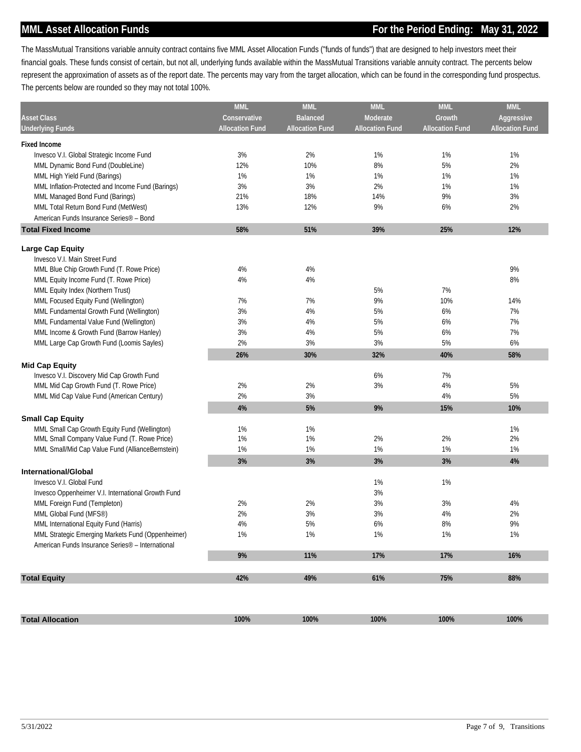## MML Asset Allocation Funds

**For the Period Ending: May 31, 2022**

The MassMutual Transitions variable annuity contract contains five MML Asset Allocation Funds ("funds of funds") that are designed to help investors meet their financial goals. These funds consist of certain, but not all, underlying funds available within the MassMutual Transitions variable annuity contract. The percents below represent the approximation of assets as of the report date. The percents may vary from the target allocation, which can be found in the corresponding fund prospectus. The percents below are rounded so they may not total 100%.

| Asset Class / Underlying Funds | MML Conservative Allocation Fund | MML Balanced Allocation Fund | MML Moderate Allocation Fund | MML Growth Allocation Fund | MML Aggressive Allocation Fund |
|---|---|---|---|---|---|
| **Fixed Income** | | | | | |
| Invesco V.I. Global Strategic Income Fund | 3% | 2% | 1% | 1% | 1% |
| MML Dynamic Bond Fund (DoubleLine) | 12% | 10% | 8% | 5% | 2% |
| MML High Yield Fund (Barings) | 1% | 1% | 1% | 1% | 1% |
| MML Inflation-Protected and Income Fund (Barings) | 3% | 3% | 2% | 1% | 1% |
| MML Managed Bond Fund (Barings) | 21% | 18% | 14% | 9% | 3% |
| MML Total Return Bond Fund (MetWest) | 13% | 12% | 9% | 6% | 2% |
| American Funds Insurance Series® – Bond | | | | | |
| **Total Fixed Income** | **58%** | **51%** | **39%** | **25%** | **12%** |
| **Large Cap Equity** | | | | | |
| Invesco V.I. Main Street Fund | | | | | |
| MML Blue Chip Growth Fund (T. Rowe Price) | 4% | 4% | | | 9% |
| MML Equity Income Fund (T. Rowe Price) | 4% | 4% | | | 8% |
| MML Equity Index (Northern Trust) | | | 5% | 7% | |
| MML Focused Equity Fund (Wellington) | 7% | 7% | 9% | 10% | 14% |
| MML Fundamental Growth Fund (Wellington) | 3% | 4% | 5% | 6% | 7% |
| MML Fundamental Value Fund (Wellington) | 3% | 4% | 5% | 6% | 7% |
| MML Income & Growth Fund (Barrow Hanley) | 3% | 4% | 5% | 6% | 7% |
| MML Large Cap Growth Fund (Loomis Sayles) | 2% | 3% | 3% | 5% | 6% |
| | **26%** | **30%** | **32%** | **40%** | **58%** |
| **Mid Cap Equity** | | | | | |
| Invesco V.I. Discovery Mid Cap Growth Fund | | | 6% | 7% | |
| MML Mid Cap Growth Fund (T. Rowe Price) | 2% | 2% | 3% | 4% | 5% |
| MML Mid Cap Value Fund (American Century) | 2% | 3% | | 4% | 5% |
| | **4%** | **5%** | **9%** | **15%** | **10%** |
| **Small Cap Equity** | | | | | |
| MML Small Cap Growth Equity Fund (Wellington) | 1% | 1% | | | 1% |
| MML Small Company Value Fund (T. Rowe Price) | 1% | 1% | 2% | 2% | 2% |
| MML Small/Mid Cap Value Fund (AllianceBernstein) | 1% | 1% | 1% | 1% | 1% |
| | **3%** | **3%** | **3%** | **3%** | **4%** |
| **International/Global** | | | | | |
| Invesco V.I. Global Fund | | | 1% | 1% | |
| Invesco Oppenheimer V.I. International Growth Fund | | | 3% | | |
| MML Foreign Fund (Templeton) | 2% | 2% | 3% | 3% | 4% |
| MML Global Fund (MFS®) | 2% | 3% | 3% | 4% | 2% |
| MML International Equity Fund (Harris) | 4% | 5% | 6% | 8% | 9% |
| MML Strategic Emerging Markets Fund (Oppenheimer) | 1% | 1% | 1% | 1% | 1% |
| American Funds Insurance Series® – International | | | | | |
| | **9%** | **11%** | **17%** | **17%** | **16%** |
| **Total Equity** | **42%** | **49%** | **61%** | **75%** | **88%** |
| **Total Allocation** | **100%** | **100%** | **100%** | **100%** | **100%** |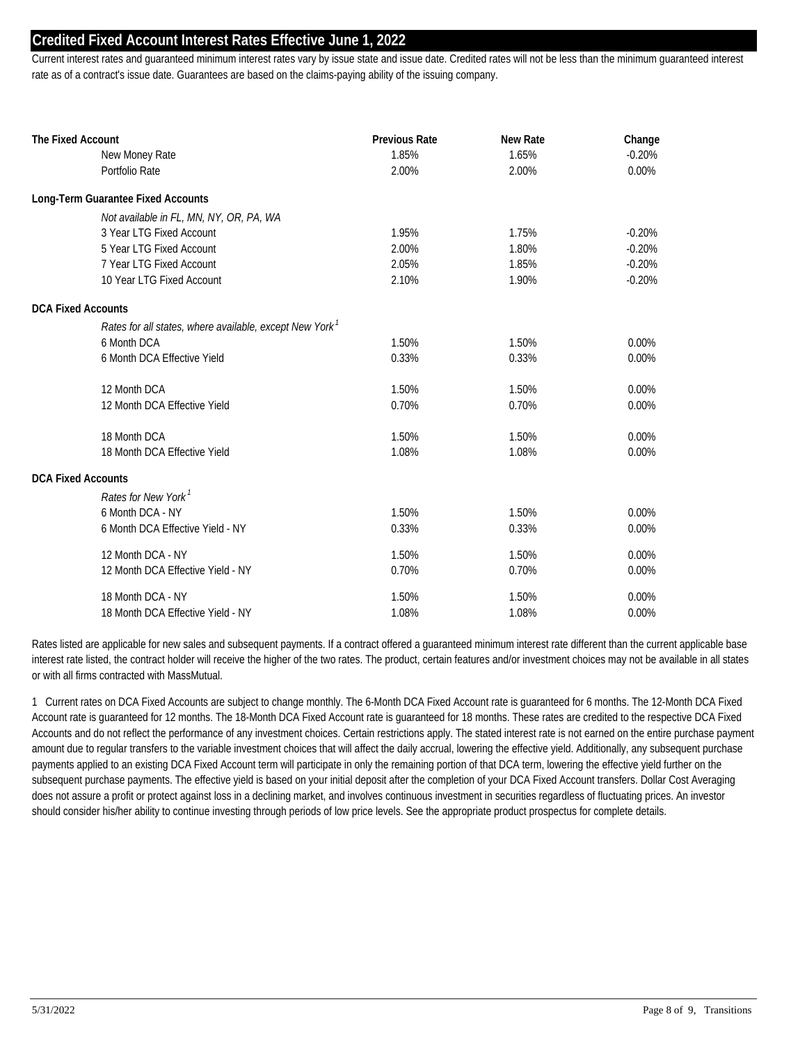## Credited Fixed Account Interest Rates Effective June 1, 2022

Current interest rates and guaranteed minimum interest rates vary by issue state and issue date. Credited rates will not be less than the minimum guaranteed interest rate as of a contract's issue date. Guarantees are based on the claims-paying ability of the issuing company.

| | Previous Rate | New Rate | Change |
|---|---|---|---|
| **The Fixed Account** | | | |
| New Money Rate | 1.85% | 1.65% | -0.20% |
| Portfolio Rate | 2.00% | 2.00% | 0.00% |
| **Long-Term Guarantee Fixed Accounts** | | | |
| *Not available in FL, MN, NY, OR, PA, WA* | | | |
| 3 Year LTG Fixed Account | 1.95% | 1.75% | -0.20% |
| 5 Year LTG Fixed Account | 2.00% | 1.80% | -0.20% |
| 7 Year LTG Fixed Account | 2.05% | 1.85% | -0.20% |
| 10 Year LTG Fixed Account | 2.10% | 1.90% | -0.20% |
| **DCA Fixed Accounts** | | | |
| *Rates for all states, where available, except New York*[1] | | | |
| 6 Month DCA | 1.50% | 1.50% | 0.00% |
| 6 Month DCA Effective Yield | 0.33% | 0.33% | 0.00% |
| 12 Month DCA | 1.50% | 1.50% | 0.00% |
| 12 Month DCA Effective Yield | 0.70% | 0.70% | 0.00% |
| 18 Month DCA | 1.50% | 1.50% | 0.00% |
| 18 Month DCA Effective Yield | 1.08% | 1.08% | 0.00% |
| **DCA Fixed Accounts** | | | |
| *Rates for New York*[1] | | | |
| 6 Month DCA - NY | 1.50% | 1.50% | 0.00% |
| 6 Month DCA Effective Yield - NY | 0.33% | 0.33% | 0.00% |
| 12 Month DCA - NY | 1.50% | 1.50% | 0.00% |
| 12 Month DCA Effective Yield - NY | 0.70% | 0.70% | 0.00% |
| 18 Month DCA - NY | 1.50% | 1.50% | 0.00% |
| 18 Month DCA Effective Yield - NY | 1.08% | 1.08% | 0.00% |

Rates listed are applicable for new sales and subsequent payments. If a contract offered a guaranteed minimum interest rate different than the current applicable base interest rate listed, the contract holder will receive the higher of the two rates. The product, certain features and/or investment choices may not be available in all states or with all firms contracted with MassMutual.

1 Current rates on DCA Fixed Accounts are subject to change monthly. The 6-Month DCA Fixed Account rate is guaranteed for 6 months. The 12-Month DCA Fixed Account rate is guaranteed for 12 months. The 18-Month DCA Fixed Account rate is guaranteed for 18 months. These rates are credited to the respective DCA Fixed Accounts and do not reflect the performance of any investment choices. Certain restrictions apply. The stated interest rate is not earned on the entire purchase payment amount due to regular transfers to the variable investment choices that will affect the daily accrual, lowering the effective yield. Additionally, any subsequent purchase payments applied to an existing DCA Fixed Account term will participate in only the remaining portion of that DCA term, lowering the effective yield further on the subsequent purchase payments. The effective yield is based on your initial deposit after the completion of your DCA Fixed Account transfers. Dollar Cost Averaging does not assure a profit or protect against loss in a declining market, and involves continuous investment in securities regardless of fluctuating prices. An investor should consider his/her ability to continue investing through periods of low price levels. See the appropriate product prospectus for complete details.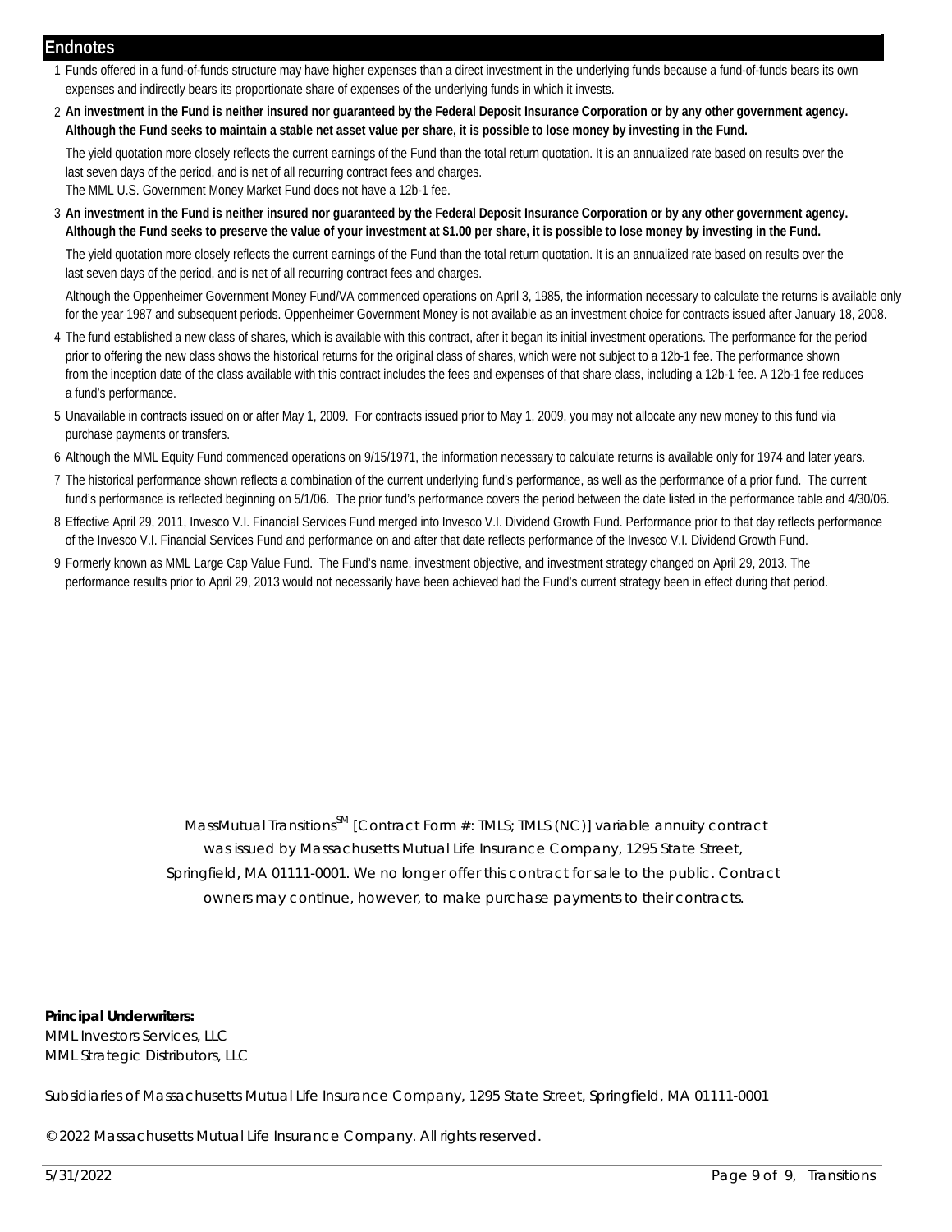## Endnotes

1. Funds offered in a fund-of-funds structure may have higher expenses than a direct investment in the underlying funds because a fund-of-funds bears its own expenses and indirectly bears its proportionate share of expenses of the underlying funds in which it invests.
2. **An investment in the Fund is neither insured nor guaranteed by the Federal Deposit Insurance Corporation or by any other government agency. Although the Fund seeks to maintain a stable net asset value per share, it is possible to lose money by investing in the Fund.**

   The yield quotation more closely reflects the current earnings of the Fund than the total return quotation. It is an annualized rate based on results over the last seven days of the period, and is net of all recurring contract fees and charges.
   The MML U.S. Government Money Market Fund does not have a 12b-1 fee.
3. **An investment in the Fund is neither insured nor guaranteed by the Federal Deposit Insurance Corporation or by any other government agency. Although the Fund seeks to preserve the value of your investment at $1.00 per share, it is possible to lose money by investing in the Fund.**

   The yield quotation more closely reflects the current earnings of the Fund than the total return quotation. It is an annualized rate based on results over the last seven days of the period, and is net of all recurring contract fees and charges.

   Although the Oppenheimer Government Money Fund/VA commenced operations on April 3, 1985, the information necessary to calculate the returns is available only for the year 1987 and subsequent periods. Oppenheimer Government Money is not available as an investment choice for contracts issued after January 18, 2008.
4. The fund established a new class of shares, which is available with this contract, after it began its initial investment operations. The performance for the period prior to offering the new class shows the historical returns for the original class of shares, which were not subject to a 12b-1 fee. The performance shown from the inception date of the class available with this contract includes the fees and expenses of that share class, including a 12b-1 fee. A 12b-1 fee reduces a fund's performance.
5. Unavailable in contracts issued on or after May 1, 2009. For contracts issued prior to May 1, 2009, you may not allocate any new money to this fund via purchase payments or transfers.
6. Although the MML Equity Fund commenced operations on 9/15/1971, the information necessary to calculate returns is available only for 1974 and later years.
7. The historical performance shown reflects a combination of the current underlying fund's performance, as well as the performance of a prior fund. The current fund's performance is reflected beginning on 5/1/06. The prior fund's performance covers the period between the date listed in the performance table and 4/30/06.
8. Effective April 29, 2011, Invesco V.I. Financial Services Fund merged into Invesco V.I. Dividend Growth Fund. Performance prior to that day reflects performance of the Invesco V.I. Financial Services Fund and performance on and after that date reflects performance of the Invesco V.I. Dividend Growth Fund.
9. Formerly known as MML Large Cap Value Fund. The Fund's name, investment objective, and investment strategy changed on April 29, 2013. The performance results prior to April 29, 2013 would not necessarily have been achieved had the Fund's current strategy been in effect during that period.

MassMutual Transitions℠ [Contract Form #: TMLS; TMLS (NC)] variable annuity contract was issued by Massachusetts Mutual Life Insurance Company, 1295 State Street, Springfield, MA 01111-0001. We no longer offer this contract for sale to the public. Contract owners may continue, however, to make purchase payments to their contracts.

***Principal Underwriters:***
MML Investors Services, LLC
MML Strategic Distributors, LLC

Subsidiaries of Massachusetts Mutual Life Insurance Company, 1295 State Street, Springfield, MA 01111-0001

© 2022 Massachusetts Mutual Life Insurance Company. All rights reserved.

5/31/2022